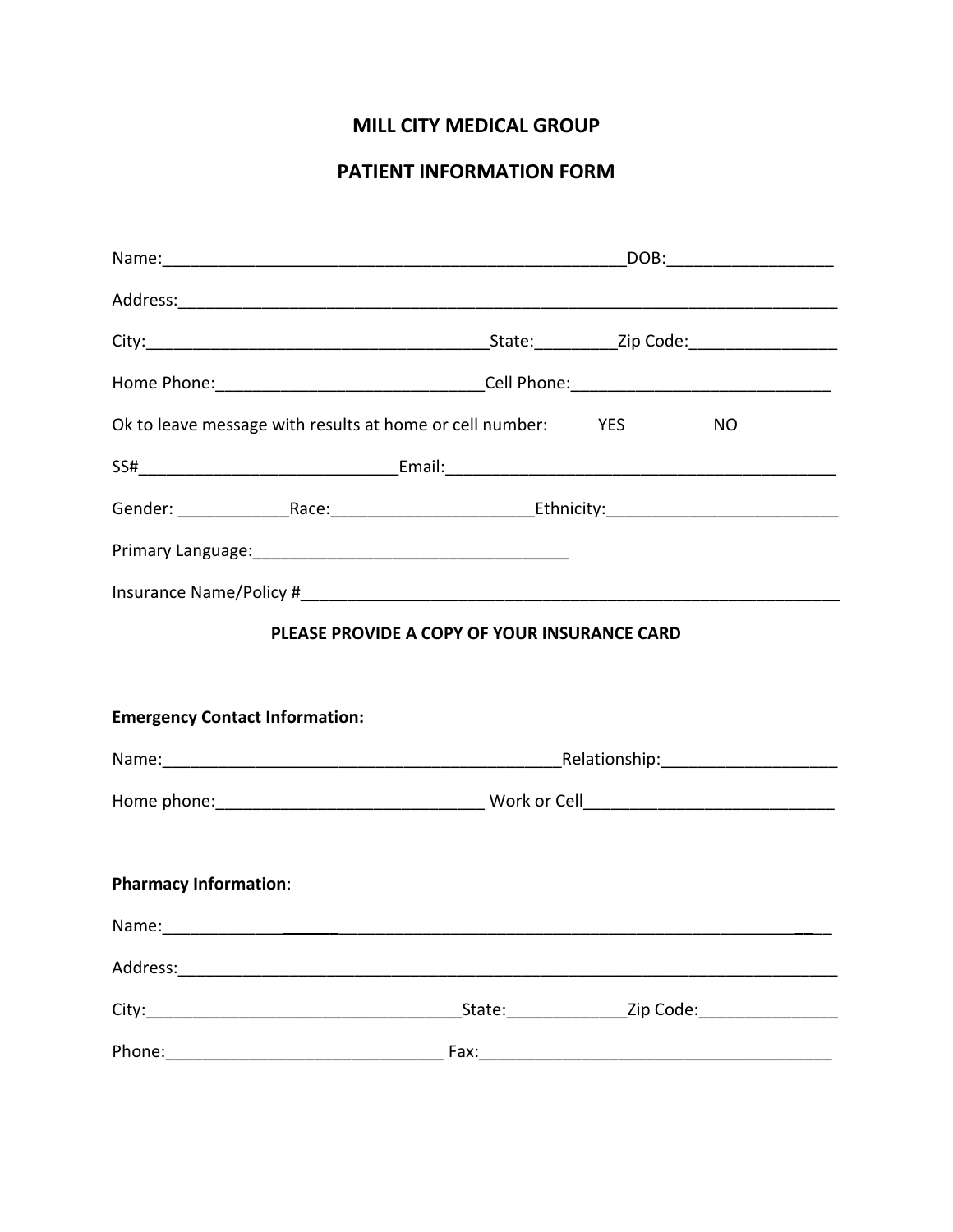# MILL CITY MEDICAL GROUP

## PATIENT INFORMATION FORM

Name:_______________________________________________DOB:_______________

Address:_____________________________________________________________

City:__________________________________State:________Zip Code:_______________

Home Phone:___________________________Cell Phone:__________________________

Ok to leave message with results at home or cell number: YES NO

SS#_________________________Email:_______________________________________

Gender: ___________Race:____________________Ethnicity:______________________

Primary Language:_________________________________

Insurance Name/Policy #_______________________________________________________

**PLEASE PROVIDE A COPY OF YOUR INSURANCE CARD**

**Emergency Contact Information:**

Name:_________________________________________Relationship:_________________

Home phone:___________________________ Work or Cell_________________________

**Pharmacy Information**:

Name:____________________________________________________________________

Address:_____________________________________________________________

City:________________________________State:____________Zip Code:______________

Phone:____________________________ Fax:______________________________________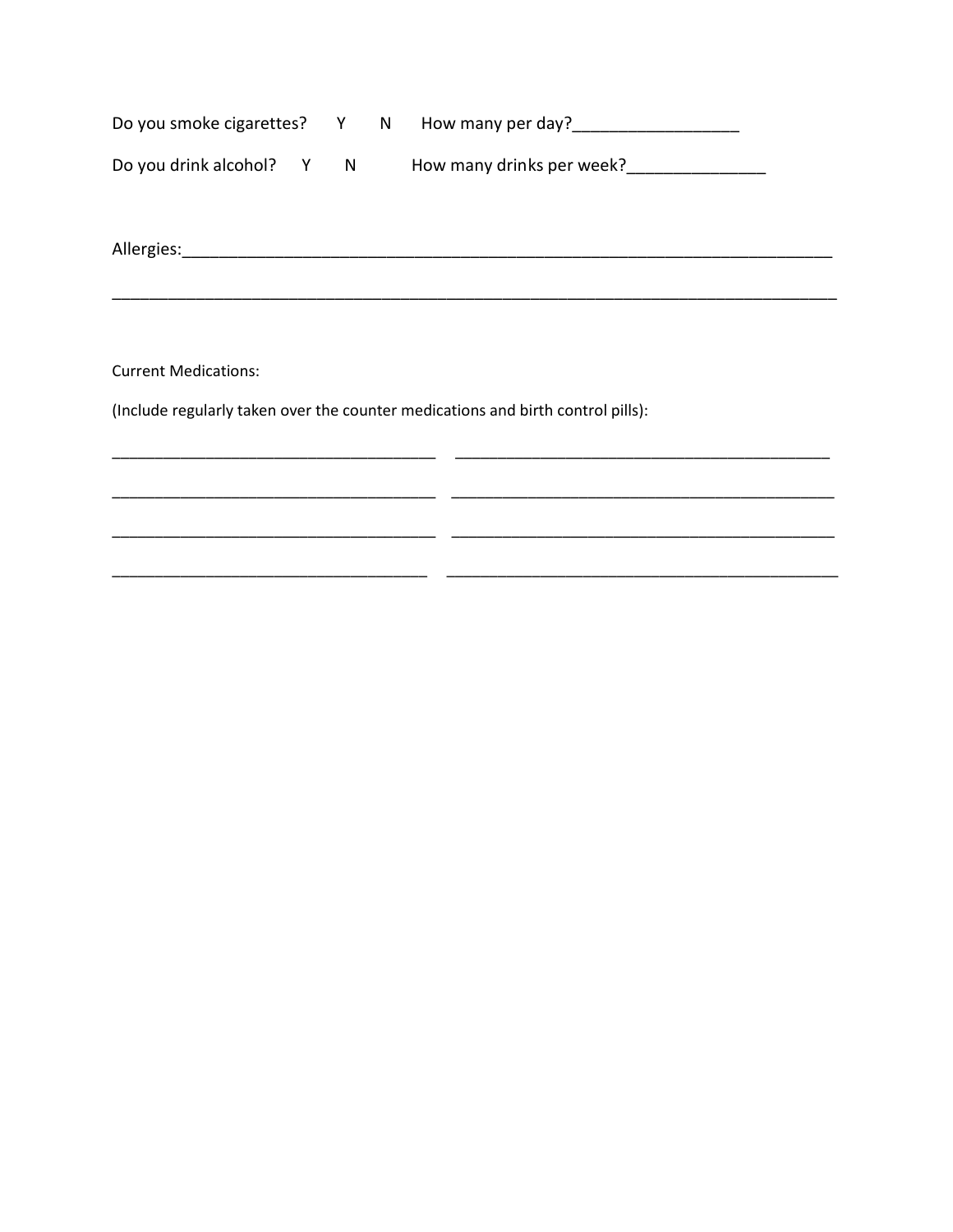Do you smoke cigarettes? Y N How many per day?_________________

Do you drink alcohol? Y N How many drinks per week?______________

Allergies:_______________________________________________________________________

_____________________________________________________________________________

Current Medications:

(Include regularly taken over the counter medications and birth control pills):

___________________________________ ________________________________________

___________________________________ ________________________________________

___________________________________ ________________________________________

___________________________________ ________________________________________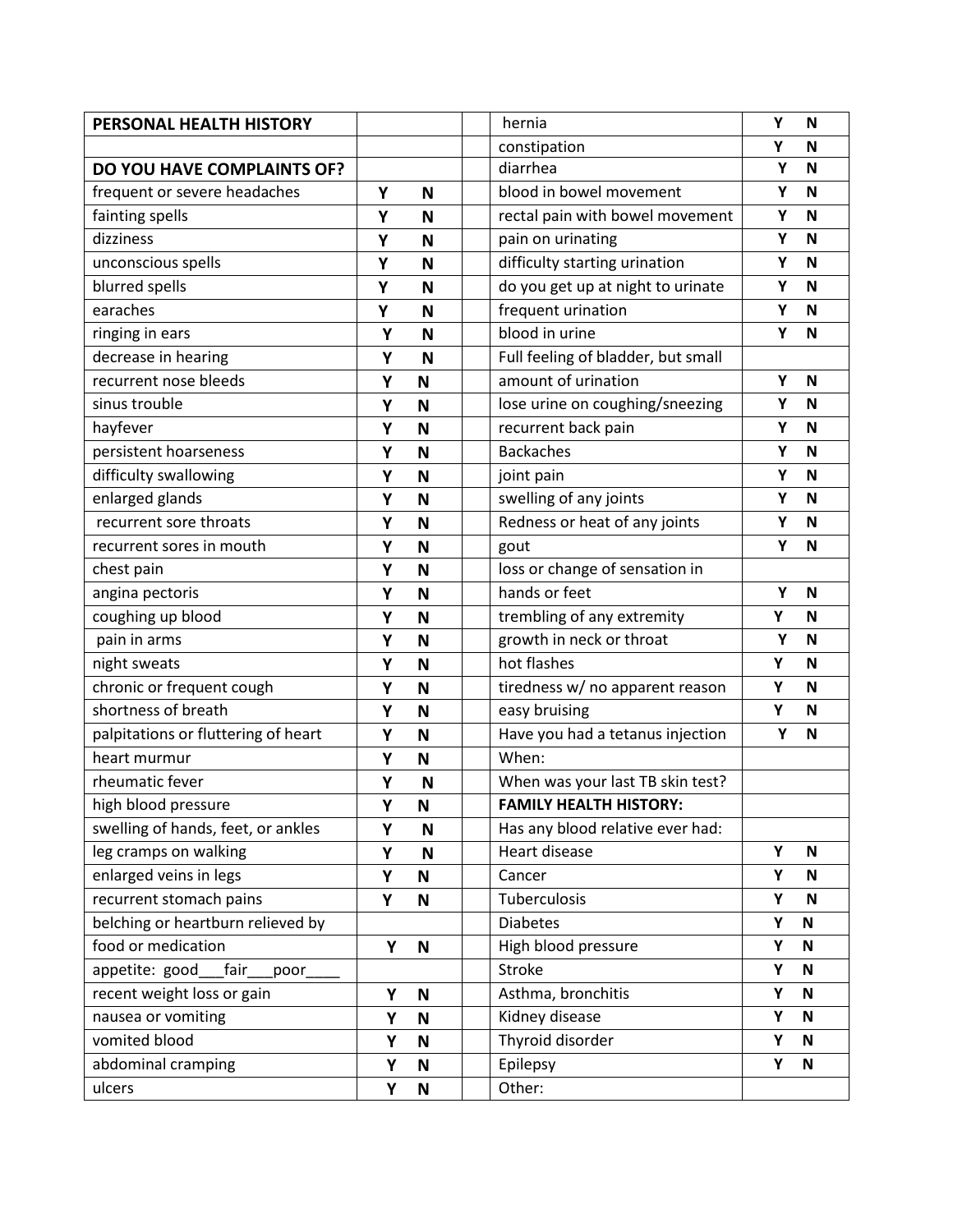| PERSONAL HEALTH HISTORY | | | hernia | Y N |
|---|---|---|---|---|
| | | | constipation | Y N |
| **DO YOU HAVE COMPLAINTS OF?** | | | diarrhea | Y N |
| frequent or severe headaches | Y N | | blood in bowel movement | Y N |
| fainting spells | Y N | | rectal pain with bowel movement | Y N |
| dizziness | Y N | | pain on urinating | Y N |
| unconscious spells | Y N | | difficulty starting urination | Y N |
| blurred spells | Y N | | do you get up at night to urinate | Y N |
| earaches | Y N | | frequent urination | Y N |
| ringing in ears | Y N | | blood in urine | Y N |
| decrease in hearing | Y N | | Full feeling of bladder, but small | |
| recurrent nose bleeds | Y N | | amount of urination | Y N |
| sinus trouble | Y N | | lose urine on coughing/sneezing | Y N |
| hayfever | Y N | | recurrent back pain | Y N |
| persistent hoarseness | Y N | | Backaches | Y N |
| difficulty swallowing | Y N | | joint pain | Y N |
| enlarged glands | Y N | | swelling of any joints | Y N |
| recurrent sore throats | Y N | | Redness or heat of any joints | Y N |
| recurrent sores in mouth | Y N | | gout | Y N |
| chest pain | Y N | | loss or change of sensation in | |
| angina pectoris | Y N | | hands or feet | Y N |
| coughing up blood | Y N | | trembling of any extremity | Y N |
| pain in arms | Y N | | growth in neck or throat | Y N |
| night sweats | Y N | | hot flashes | Y N |
| chronic or frequent cough | Y N | | tiredness w/ no apparent reason | Y N |
| shortness of breath | Y N | | easy bruising | Y N |
| palpitations or fluttering of heart | Y N | | Have you had a tetanus injection | Y N |
| heart murmur | Y N | | When: | |
| rheumatic fever | Y N | | When was your last TB skin test? | |
| high blood pressure | Y N | | **FAMILY HEALTH HISTORY:** | |
| swelling of hands, feet, or ankles | Y N | | Has any blood relative ever had: | |
| leg cramps on walking | Y N | | Heart disease | Y N |
| enlarged veins in legs | Y N | | Cancer | Y N |
| recurrent stomach pains | Y N | | Tuberculosis | Y N |
| belching or heartburn relieved by | | | Diabetes | Y N |
| food or medication | Y N | | High blood pressure | Y N |
| appetite: good___fair___poor____ | | | Stroke | Y N |
| recent weight loss or gain | Y N | | Asthma, bronchitis | Y N |
| nausea or vomiting | Y N | | Kidney disease | Y N |
| vomited blood | Y N | | Thyroid disorder | Y N |
| abdominal cramping | Y N | | Epilepsy | Y N |
| ulcers | Y N | | Other: | |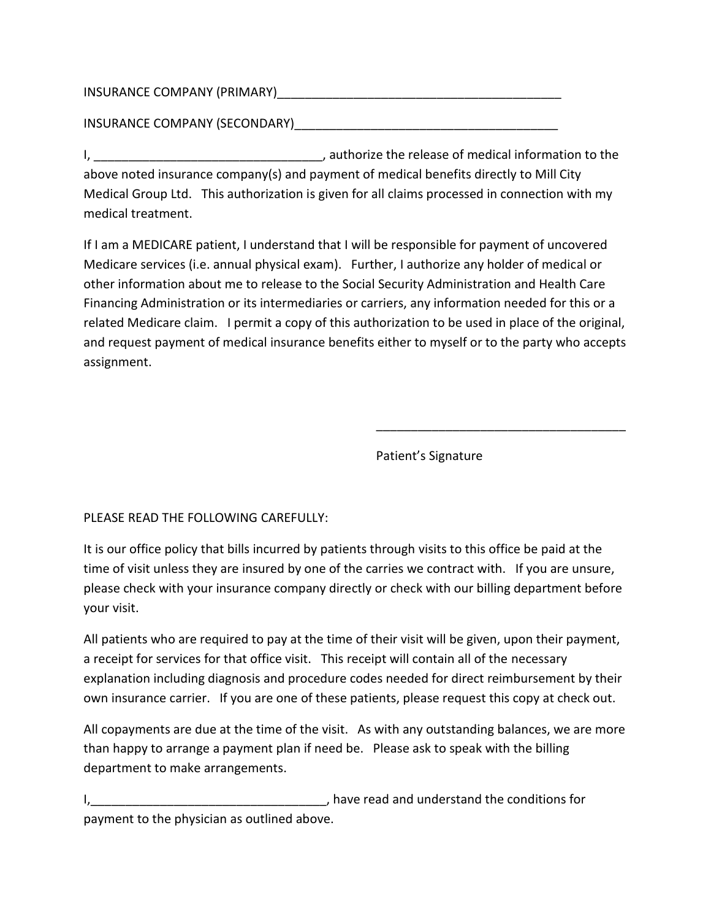INSURANCE COMPANY (PRIMARY)__________________________________________

INSURANCE COMPANY (SECONDARY)_______________________________________

I, ________________________________, authorize the release of medical information to the above noted insurance company(s) and payment of medical benefits directly to Mill City Medical Group Ltd. This authorization is given for all claims processed in connection with my medical treatment.

If I am a MEDICARE patient, I understand that I will be responsible for payment of uncovered Medicare services (i.e. annual physical exam). Further, I authorize any holder of medical or other information about me to release to the Social Security Administration and Health Care Financing Administration or its intermediaries or carriers, any information needed for this or a related Medicare claim. I permit a copy of this authorization to be used in place of the original, and request payment of medical insurance benefits either to myself or to the party who accepts assignment.

____________________________________

Patient's Signature

PLEASE READ THE FOLLOWING CAREFULLY:

It is our office policy that bills incurred by patients through visits to this office be paid at the time of visit unless they are insured by one of the carries we contract with. If you are unsure, please check with your insurance company directly or check with our billing department before your visit.

All patients who are required to pay at the time of their visit will be given, upon their payment, a receipt for services for that office visit. This receipt will contain all of the necessary explanation including diagnosis and procedure codes needed for direct reimbursement by their own insurance carrier. If you are one of these patients, please request this copy at check out.

All copayments are due at the time of the visit. As with any outstanding balances, we are more than happy to arrange a payment plan if need be. Please ask to speak with the billing department to make arrangements.

I,__________________________________, have read and understand the conditions for payment to the physician as outlined above.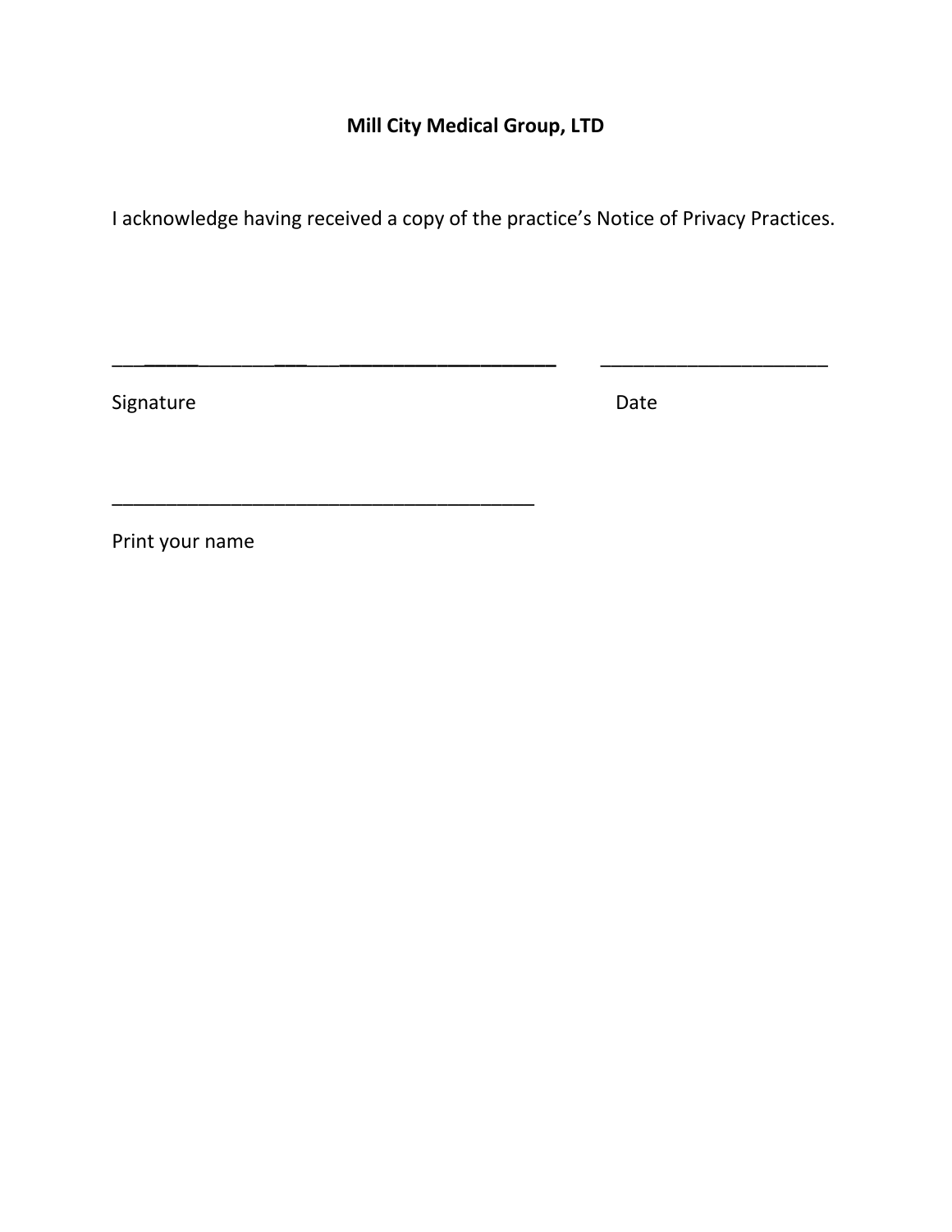**Mill City Medical Group, LTD**

I acknowledge having received a copy of the practice's Notice of Privacy Practices.

______________________________________________ ______________________

Signature Date

___________________________________________

Print your name